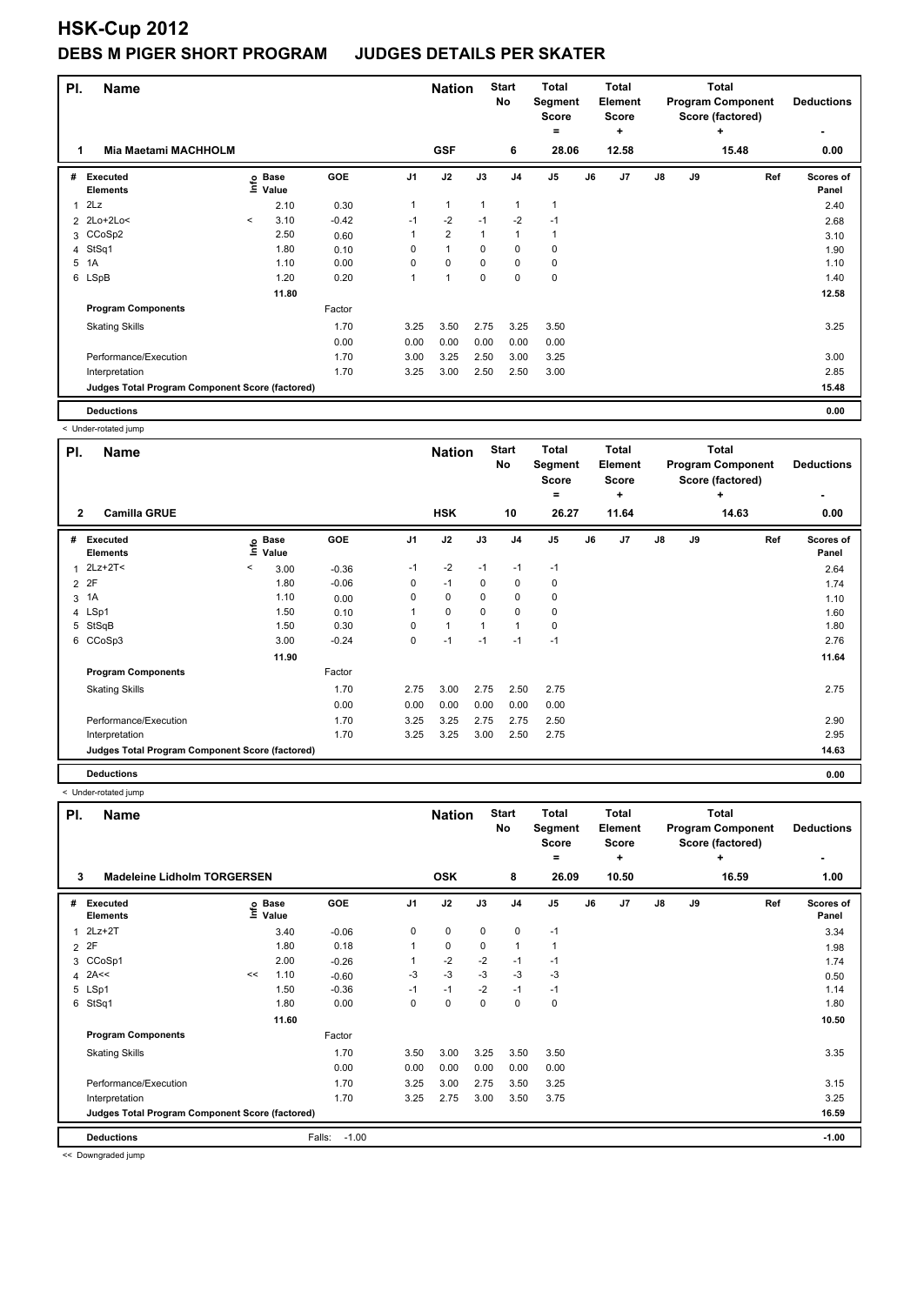# HSK-Cup 2012

## DEBS M PIGER SHORT PROGRAM JUDGES DETAILS PER SKATER

| Pl. | Name | Nation | Start No | Total Segment Score = | Total Element Score + | Total Program Component Score (factored) + | Deductions - |
|---|---|---|---|---|---|---|---|
| 1 | Mia Maetami MACHHOLM | GSF | 6 | 28.06 | 12.58 | 15.48 | 0.00 |

| # | Executed Elements | Info | Base Value | GOE | J1 | J2 | J3 | J4 | J5 | J6 | J7 | J8 | J9 | Ref | Scores of Panel |
|---|---|---|---|---|---|---|---|---|---|---|---|---|---|---|---|
| 1 | 2Lz | | 2.10 | 0.30 | 1 | 1 | 1 | 1 | 1 | | | | | | 2.40 |
| 2 | 2Lo+2Lo< | < | 3.10 | -0.42 | -1 | -2 | -1 | -2 | -1 | | | | | | 2.68 |
| 3 | CCoSp2 | | 2.50 | 0.60 | 1 | 2 | 1 | 1 | 1 | | | | | | 3.10 |
| 4 | StSq1 | | 1.80 | 0.10 | 0 | 1 | 0 | 0 | 0 | | | | | | 1.90 |
| 5 | 1A | | 1.10 | 0.00 | 0 | 0 | 0 | 0 | 0 | | | | | | 1.10 |
| 6 | LSpB | | 1.20 | 0.20 | 1 | 1 | 0 | 0 | 0 | | | | | | 1.40 |
| | | | 11.80 | | | | | | | | | | | | 12.58 |
| | **Program Components** | | | Factor | | | | | | | | | | | |
| | Skating Skills | | | 1.70 | 3.25 | 3.50 | 2.75 | 3.25 | 3.50 | | | | | | 3.25 |
| | | | | 0.00 | 0.00 | 0.00 | 0.00 | 0.00 | 0.00 | | | | | | |
| | Performance/Execution | | | 1.70 | 3.00 | 3.25 | 2.50 | 3.00 | 3.25 | | | | | | 3.00 |
| | Interpretation | | | 1.70 | 3.25 | 3.00 | 2.50 | 2.50 | 3.00 | | | | | | 2.85 |
| | **Judges Total Program Component Score (factored)** | | | | | | | | | | | | | | 15.48 |
| | **Deductions** | | | | | | | | | | | | | | 0.00 |

< Under-rotated jump

| Pl. | Name | Nation | Start No | Total Segment Score = | Total Element Score + | Total Program Component Score (factored) + | Deductions - |
|---|---|---|---|---|---|---|---|
| 2 | Camilla GRUE | HSK | 10 | 26.27 | 11.64 | 14.63 | 0.00 |

| # | Executed Elements | Info | Base Value | GOE | J1 | J2 | J3 | J4 | J5 | J6 | J7 | J8 | J9 | Ref | Scores of Panel |
|---|---|---|---|---|---|---|---|---|---|---|---|---|---|---|---|
| 1 | 2Lz+2T< | < | 3.00 | -0.36 | -1 | -2 | -1 | -1 | -1 | | | | | | 2.64 |
| 2 | 2F | | 1.80 | -0.06 | 0 | -1 | 0 | 0 | 0 | | | | | | 1.74 |
| 3 | 1A | | 1.10 | 0.00 | 0 | 0 | 0 | 0 | 0 | | | | | | 1.10 |
| 4 | LSp1 | | 1.50 | 0.10 | 1 | 0 | 0 | 0 | 0 | | | | | | 1.60 |
| 5 | StSqB | | 1.50 | 0.30 | 0 | 1 | 1 | 1 | 0 | | | | | | 1.80 |
| 6 | CCoSp3 | | 3.00 | -0.24 | 0 | -1 | -1 | -1 | -1 | | | | | | 2.76 |
| | | | 11.90 | | | | | | | | | | | | 11.64 |
| | **Program Components** | | | Factor | | | | | | | | | | | |
| | Skating Skills | | | 1.70 | 2.75 | 3.00 | 2.75 | 2.50 | 2.75 | | | | | | 2.75 |
| | | | | 0.00 | 0.00 | 0.00 | 0.00 | 0.00 | 0.00 | | | | | | |
| | Performance/Execution | | | 1.70 | 3.25 | 3.25 | 2.75 | 2.75 | 2.50 | | | | | | 2.90 |
| | Interpretation | | | 1.70 | 3.25 | 3.25 | 3.00 | 2.50 | 2.75 | | | | | | 2.95 |
| | **Judges Total Program Component Score (factored)** | | | | | | | | | | | | | | 14.63 |
| | **Deductions** | | | | | | | | | | | | | | 0.00 |

< Under-rotated jump

| Pl. | Name | Nation | Start No | Total Segment Score = | Total Element Score + | Total Program Component Score (factored) + | Deductions - |
|---|---|---|---|---|---|---|---|
| 3 | Madeleine Lidholm TORGERSEN | OSK | 8 | 26.09 | 10.50 | 16.59 | 1.00 |

| # | Executed Elements | Info | Base Value | GOE | J1 | J2 | J3 | J4 | J5 | J6 | J7 | J8 | J9 | Ref | Scores of Panel |
|---|---|---|---|---|---|---|---|---|---|---|---|---|---|---|---|
| 1 | 2Lz+2T | | 3.40 | -0.06 | 0 | 0 | 0 | 0 | -1 | | | | | | 3.34 |
| 2 | 2F | | 1.80 | 0.18 | 1 | 0 | 0 | 1 | 1 | | | | | | 1.98 |
| 3 | CCoSp1 | | 2.00 | -0.26 | 1 | -2 | -2 | -1 | -1 | | | | | | 1.74 |
| 4 | 2A<< | << | 1.10 | -0.60 | -3 | -3 | -3 | -3 | -3 | | | | | | 0.50 |
| 5 | LSp1 | | 1.50 | -0.36 | -1 | -1 | -2 | -1 | -1 | | | | | | 1.14 |
| 6 | StSq1 | | 1.80 | 0.00 | 0 | 0 | 0 | 0 | 0 | | | | | | 1.80 |
| | | | 11.60 | | | | | | | | | | | | 10.50 |
| | **Program Components** | | | Factor | | | | | | | | | | | |
| | Skating Skills | | | 1.70 | 3.50 | 3.00 | 3.25 | 3.50 | 3.50 | | | | | | 3.35 |
| | | | | 0.00 | 0.00 | 0.00 | 0.00 | 0.00 | 0.00 | | | | | | |
| | Performance/Execution | | | 1.70 | 3.25 | 3.00 | 2.75 | 3.50 | 3.25 | | | | | | 3.15 |
| | Interpretation | | | 1.70 | 3.25 | 2.75 | 3.00 | 3.50 | 3.75 | | | | | | 3.25 |
| | **Judges Total Program Component Score (factored)** | | | | | | | | | | | | | | 16.59 |
| | **Deductions** | | | Falls: -1.00 | | | | | | | | | | | -1.00 |

<< Downgraded jump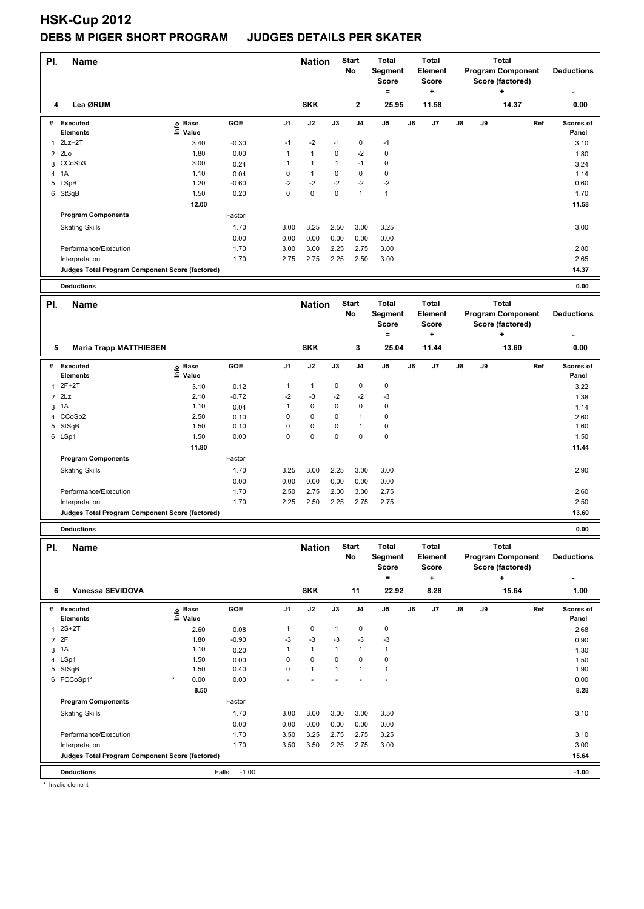# HSK-Cup 2012

## DEBS M PIGER SHORT PROGRAM JUDGES DETAILS PER SKATER

| Pl. | Name | Nation | Start No | Total Segment Score = | Total Element Score + | Total Program Component Score (factored) + | Deductions - |
|---|---|---|---|---|---|---|---|
| 4 | Lea ØRUM | SKK | 2 | 25.95 | 11.58 | 14.37 | 0.00 |

| # | Executed Elements | Info | Base Value | GOE | J1 | J2 | J3 | J4 | J5 | J6 | J7 | J8 | J9 | Ref | Scores of Panel |
|---|---|---|---|---|---|---|---|---|---|---|---|---|---|---|---|
| 1 | 2Lz+2T | | 3.40 | -0.30 | -1 | -2 | -1 | 0 | -1 | | | | | | 3.10 |
| 2 | 2Lo | | 1.80 | 0.00 | 1 | 1 | 0 | -2 | 0 | | | | | | 1.80 |
| 3 | CCoSp3 | | 3.00 | 0.24 | 1 | 1 | 1 | -1 | 0 | | | | | | 3.24 |
| 4 | 1A | | 1.10 | 0.04 | 0 | 1 | 0 | 0 | 0 | | | | | | 1.14 |
| 5 | LSpB | | 1.20 | -0.60 | -2 | -2 | -2 | -2 | -2 | | | | | | 0.60 |
| 6 | StSqB | | 1.50 | 0.20 | 0 | 0 | 0 | 1 | 1 | | | | | | 1.70 |
| | | | 12.00 | | | | | | | | | | | | 11.58 |
| | **Program Components** | | | Factor | | | | | | | | | | | |
| | Skating Skills | | | 1.70 | 3.00 | 3.25 | 2.50 | 3.00 | 3.25 | | | | | | 3.00 |
| | | | | 0.00 | 0.00 | 0.00 | 0.00 | 0.00 | 0.00 | | | | | | |
| | Performance/Execution | | | 1.70 | 3.00 | 3.00 | 2.25 | 2.75 | 3.00 | | | | | | 2.80 |
| | Interpretation | | | 1.70 | 2.75 | 2.75 | 2.25 | 2.50 | 3.00 | | | | | | 2.65 |
| | **Judges Total Program Component Score (factored)** | | | | | | | | | | | | | | 14.37 |
| | **Deductions** | | | | | | | | | | | | | | 0.00 |

| Pl. | Name | Nation | Start No | Total Segment Score = | Total Element Score + | Total Program Component Score (factored) + | Deductions - |
|---|---|---|---|---|---|---|---|
| 5 | Maria Trapp MATTHIESEN | SKK | 3 | 25.04 | 11.44 | 13.60 | 0.00 |

| # | Executed Elements | Info | Base Value | GOE | J1 | J2 | J3 | J4 | J5 | J6 | J7 | J8 | J9 | Ref | Scores of Panel |
|---|---|---|---|---|---|---|---|---|---|---|---|---|---|---|---|
| 1 | 2F+2T | | 3.10 | 0.12 | 1 | 1 | 0 | 0 | 0 | | | | | | 3.22 |
| 2 | 2Lz | | 2.10 | -0.72 | -2 | -3 | -2 | -2 | -3 | | | | | | 1.38 |
| 3 | 1A | | 1.10 | 0.04 | 1 | 0 | 0 | 0 | 0 | | | | | | 1.14 |
| 4 | CCoSp2 | | 2.50 | 0.10 | 0 | 0 | 0 | 1 | 0 | | | | | | 2.60 |
| 5 | StSqB | | 1.50 | 0.10 | 0 | 0 | 0 | 1 | 0 | | | | | | 1.60 |
| 6 | LSp1 | | 1.50 | 0.00 | 0 | 0 | 0 | 0 | 0 | | | | | | 1.50 |
| | | | 11.80 | | | | | | | | | | | | 11.44 |
| | **Program Components** | | | Factor | | | | | | | | | | | |
| | Skating Skills | | | 1.70 | 3.25 | 3.00 | 2.25 | 3.00 | 3.00 | | | | | | 2.90 |
| | | | | 0.00 | 0.00 | 0.00 | 0.00 | 0.00 | 0.00 | | | | | | |
| | Performance/Execution | | | 1.70 | 2.50 | 2.75 | 2.00 | 3.00 | 2.75 | | | | | | 2.60 |
| | Interpretation | | | 1.70 | 2.25 | 2.50 | 2.25 | 2.75 | 2.75 | | | | | | 2.50 |
| | **Judges Total Program Component Score (factored)** | | | | | | | | | | | | | | 13.60 |
| | **Deductions** | | | | | | | | | | | | | | 0.00 |

| Pl. | Name | Nation | Start No | Total Segment Score = | Total Element Score + | Total Program Component Score (factored) + | Deductions - |
|---|---|---|---|---|---|---|---|
| 6 | Vanessa SEVIDOVA | SKK | 11 | 22.92 | 8.28 | 15.64 | 1.00 |

| # | Executed Elements | Info | Base Value | GOE | J1 | J2 | J3 | J4 | J5 | J6 | J7 | J8 | J9 | Ref | Scores of Panel |
|---|---|---|---|---|---|---|---|---|---|---|---|---|---|---|---|
| 1 | 2S+2T | | 2.60 | 0.08 | 1 | 0 | 1 | 0 | 0 | | | | | | 2.68 |
| 2 | 2F | | 1.80 | -0.90 | -3 | -3 | -3 | -3 | -3 | | | | | | 0.90 |
| 3 | 1A | | 1.10 | 0.20 | 1 | 1 | 1 | 1 | 1 | | | | | | 1.30 |
| 4 | LSp1 | | 1.50 | 0.00 | 0 | 0 | 0 | 0 | 0 | | | | | | 1.50 |
| 5 | StSqB | | 1.50 | 0.40 | 0 | 1 | 1 | 1 | 1 | | | | | | 1.90 |
| 6 | FCCoSp1* | * | 0.00 | 0.00 | - | - | - | - | - | | | | | | 0.00 |
| | | | 8.50 | | | | | | | | | | | | 8.28 |
| | **Program Components** | | | Factor | | | | | | | | | | | |
| | Skating Skills | | | 1.70 | 3.00 | 3.00 | 3.00 | 3.00 | 3.50 | | | | | | 3.10 |
| | | | | 0.00 | 0.00 | 0.00 | 0.00 | 0.00 | 0.00 | | | | | | |
| | Performance/Execution | | | 1.70 | 3.50 | 3.25 | 2.75 | 2.75 | 3.25 | | | | | | 3.10 |
| | Interpretation | | | 1.70 | 3.50 | 3.50 | 2.25 | 2.75 | 3.00 | | | | | | 3.00 |
| | **Judges Total Program Component Score (factored)** | | | | | | | | | | | | | | 15.64 |
| | **Deductions** | | | Falls: -1.00 | | | | | | | | | | | -1.00 |

* Invalid element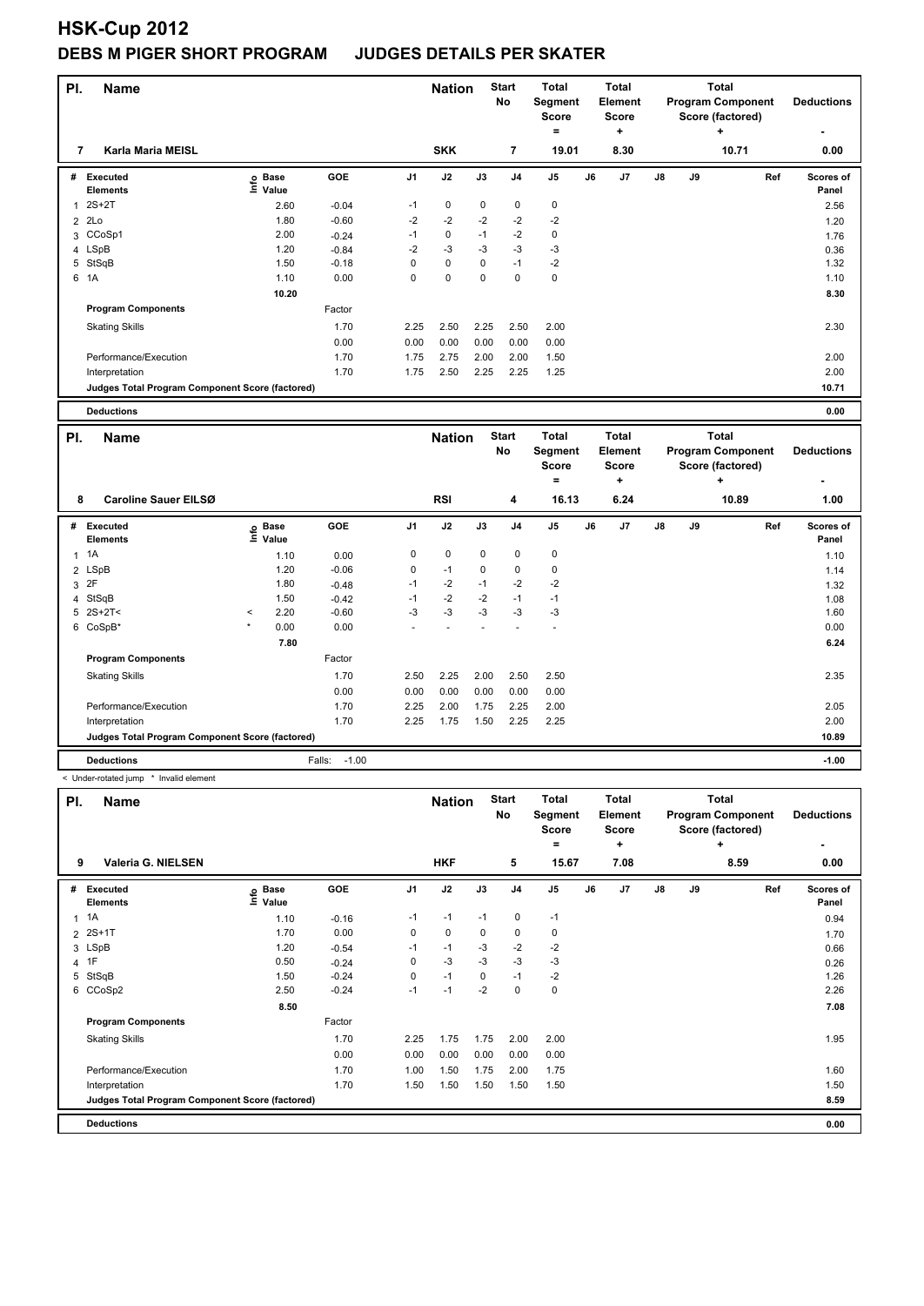# HSK-Cup 2012

## DEBS M PIGER SHORT PROGRAM JUDGES DETAILS PER SKATER

| Pl. | Name | Nation | Start No | Total Segment Score = | Total Element Score + | Total Program Component Score (factored) + | Deductions - |
|---|---|---|---|---|---|---|---|
| 7 | Karla Maria MEISL | SKK | 7 | 19.01 | 8.30 | 10.71 | 0.00 |

| # | Executed Elements | Info | Base Value | GOE | J1 | J2 | J3 | J4 | J5 | J6 | J7 | J8 | J9 | Ref | Scores of Panel |
|---|---|---|---|---|---|---|---|---|---|---|---|---|---|---|---|
| 1 | 2S+2T | | 2.60 | -0.04 | -1 | 0 | 0 | 0 | 0 | | | | | | 2.56 |
| 2 | 2Lo | | 1.80 | -0.60 | -2 | -2 | -2 | -2 | -2 | | | | | | 1.20 |
| 3 | CCoSp1 | | 2.00 | -0.24 | -1 | 0 | -1 | -2 | 0 | | | | | | 1.76 |
| 4 | LSpB | | 1.20 | -0.84 | -2 | -3 | -3 | -3 | -3 | | | | | | 0.36 |
| 5 | StSqB | | 1.50 | -0.18 | 0 | 0 | 0 | -1 | -2 | | | | | | 1.32 |
| 6 | 1A | | 1.10 | 0.00 | 0 | 0 | 0 | 0 | 0 | | | | | | 1.10 |
| | | | 10.20 | | | | | | | | | | | | 8.30 |
| | **Program Components** | | | Factor | | | | | | | | | | | |
| | Skating Skills | | | 1.70 | 2.25 | 2.50 | 2.25 | 2.50 | 2.00 | | | | | | 2.30 |
| | | | | 0.00 | 0.00 | 0.00 | 0.00 | 0.00 | 0.00 | | | | | | |
| | Performance/Execution | | | 1.70 | 1.75 | 2.75 | 2.00 | 2.00 | 1.50 | | | | | | 2.00 |
| | Interpretation | | | 1.70 | 1.75 | 2.50 | 2.25 | 2.25 | 1.25 | | | | | | 2.00 |
| | **Judges Total Program Component Score (factored)** | | | | | | | | | | | | | | 10.71 |
| | **Deductions** | | | | | | | | | | | | | | 0.00 |

| Pl. | Name | Nation | Start No | Total Segment Score = | Total Element Score + | Total Program Component Score (factored) + | Deductions - |
|---|---|---|---|---|---|---|---|
| 8 | Caroline Sauer EILSØ | RSI | 4 | 16.13 | 6.24 | 10.89 | 1.00 |

| # | Executed Elements | Info | Base Value | GOE | J1 | J2 | J3 | J4 | J5 | J6 | J7 | J8 | J9 | Ref | Scores of Panel |
|---|---|---|---|---|---|---|---|---|---|---|---|---|---|---|---|
| 1 | 1A | | 1.10 | 0.00 | 0 | 0 | 0 | 0 | 0 | | | | | | 1.10 |
| 2 | LSpB | | 1.20 | -0.06 | 0 | -1 | 0 | 0 | 0 | | | | | | 1.14 |
| 3 | 2F | | 1.80 | -0.48 | -1 | -2 | -1 | -2 | -2 | | | | | | 1.32 |
| 4 | StSqB | | 1.50 | -0.42 | -1 | -2 | -2 | -1 | -1 | | | | | | 1.08 |
| 5 | 2S+2T< | < | 2.20 | -0.60 | -3 | -3 | -3 | -3 | -3 | | | | | | 1.60 |
| 6 | CoSpB* | * | 0.00 | 0.00 | - | - | - | - | - | | | | | | 0.00 |
| | | | 7.80 | | | | | | | | | | | | 6.24 |
| | **Program Components** | | | Factor | | | | | | | | | | | |
| | Skating Skills | | | 1.70 | 2.50 | 2.25 | 2.00 | 2.50 | 2.50 | | | | | | 2.35 |
| | | | | 0.00 | 0.00 | 0.00 | 0.00 | 0.00 | 0.00 | | | | | | |
| | Performance/Execution | | | 1.70 | 2.25 | 2.00 | 1.75 | 2.25 | 2.00 | | | | | | 2.05 |
| | Interpretation | | | 1.70 | 2.25 | 1.75 | 1.50 | 2.25 | 2.25 | | | | | | 2.00 |
| | **Judges Total Program Component Score (factored)** | | | | | | | | | | | | | | 10.89 |
| | **Deductions** | | | Falls: -1.00 | | | | | | | | | | | -1.00 |

< Under-rotated jump * Invalid element

| Pl. | Name | Nation | Start No | Total Segment Score = | Total Element Score + | Total Program Component Score (factored) + | Deductions - |
|---|---|---|---|---|---|---|---|
| 9 | Valeria G. NIELSEN | HKF | 5 | 15.67 | 7.08 | 8.59 | 0.00 |

| # | Executed Elements | Info | Base Value | GOE | J1 | J2 | J3 | J4 | J5 | J6 | J7 | J8 | J9 | Ref | Scores of Panel |
|---|---|---|---|---|---|---|---|---|---|---|---|---|---|---|---|
| 1 | 1A | | 1.10 | -0.16 | -1 | -1 | -1 | 0 | -1 | | | | | | 0.94 |
| 2 | 2S+1T | | 1.70 | 0.00 | 0 | 0 | 0 | 0 | 0 | | | | | | 1.70 |
| 3 | LSpB | | 1.20 | -0.54 | -1 | -1 | -3 | -2 | -2 | | | | | | 0.66 |
| 4 | 1F | | 0.50 | -0.24 | 0 | -3 | -3 | -3 | -3 | | | | | | 0.26 |
| 5 | StSqB | | 1.50 | -0.24 | 0 | -1 | 0 | -1 | -2 | | | | | | 1.26 |
| 6 | CCoSp2 | | 2.50 | -0.24 | -1 | -1 | -2 | 0 | 0 | | | | | | 2.26 |
| | | | 8.50 | | | | | | | | | | | | 7.08 |
| | **Program Components** | | | Factor | | | | | | | | | | | |
| | Skating Skills | | | 1.70 | 2.25 | 1.75 | 1.75 | 2.00 | 2.00 | | | | | | 1.95 |
| | | | | 0.00 | 0.00 | 0.00 | 0.00 | 0.00 | 0.00 | | | | | | |
| | Performance/Execution | | | 1.70 | 1.00 | 1.50 | 1.75 | 2.00 | 1.75 | | | | | | 1.60 |
| | Interpretation | | | 1.70 | 1.50 | 1.50 | 1.50 | 1.50 | 1.50 | | | | | | 1.50 |
| | **Judges Total Program Component Score (factored)** | | | | | | | | | | | | | | 8.59 |
| | **Deductions** | | | | | | | | | | | | | | 0.00 |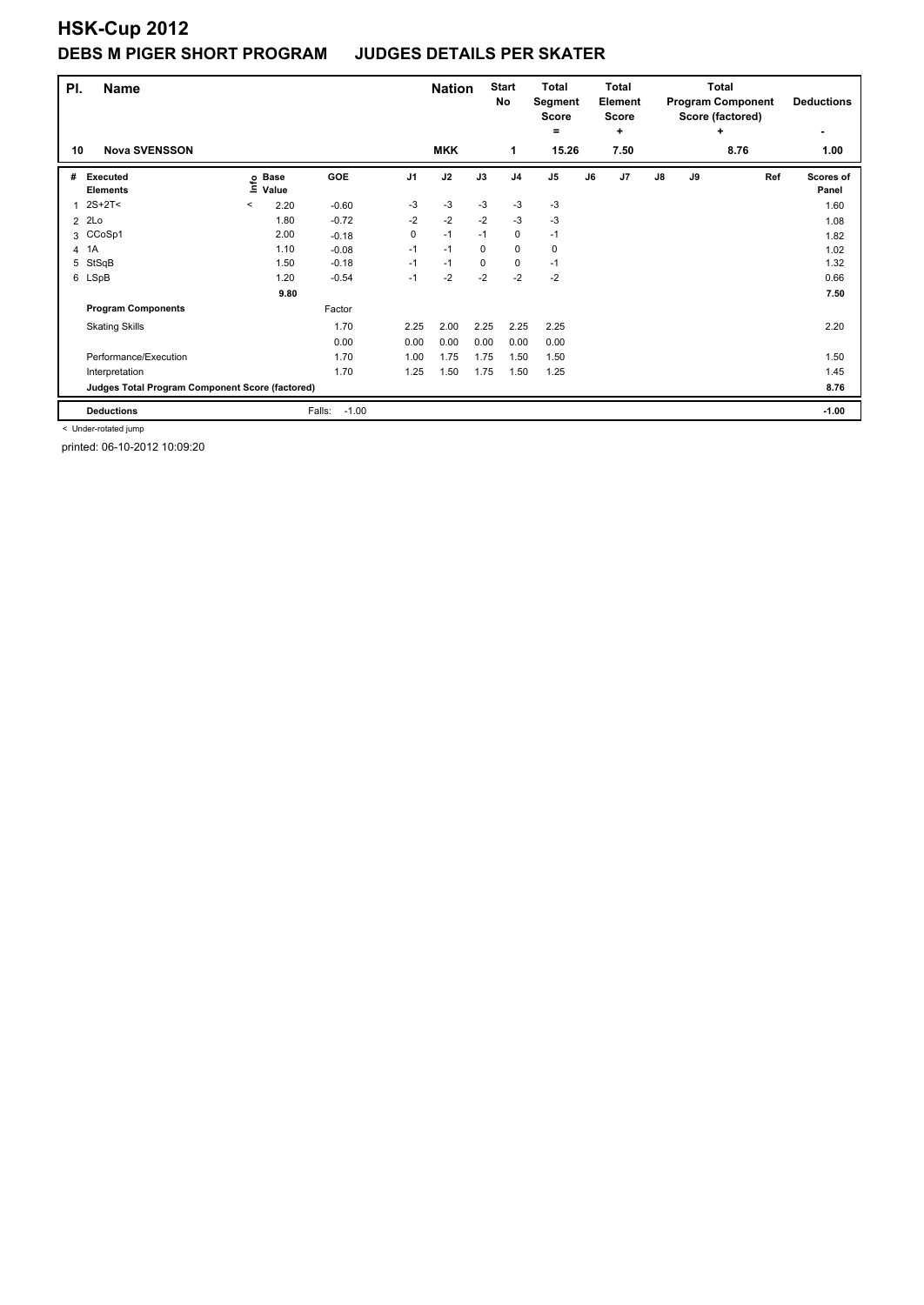# HSK-Cup 2012

## DEBS M PIGER SHORT PROGRAM JUDGES DETAILS PER SKATER

| Pl. | Name | Nation | Start No | Total Segment Score = | Total Element Score + | Total Program Component Score (factored) + | Deductions - |
|---|---|---|---|---|---|---|---|
| 10 | Nova SVENSSON | MKK | 1 | 15.26 | 7.50 | 8.76 | 1.00 |

| # | Executed Elements | Info | Base Value | GOE | J1 | J2 | J3 | J4 | J5 | J6 | J7 | J8 | J9 | Ref | Scores of Panel |
|---|---|---|---|---|---|---|---|---|---|---|---|---|---|---|---|
| 1 | 2S+2T< | < | 2.20 | -0.60 | -3 | -3 | -3 | -3 | -3 | | | | | | 1.60 |
| 2 | 2Lo | | 1.80 | -0.72 | -2 | -2 | -2 | -3 | -3 | | | | | | 1.08 |
| 3 | CCoSp1 | | 2.00 | -0.18 | 0 | -1 | -1 | 0 | -1 | | | | | | 1.82 |
| 4 | 1A | | 1.10 | -0.08 | -1 | -1 | 0 | 0 | 0 | | | | | | 1.02 |
| 5 | StSqB | | 1.50 | -0.18 | -1 | -1 | 0 | 0 | -1 | | | | | | 1.32 |
| 6 | LSpB | | 1.20 | -0.54 | -1 | -2 | -2 | -2 | -2 | | | | | | 0.66 |
| | | | 9.80 | | | | | | | | | | | | 7.50 |
| | **Program Components** | | | Factor | | | | | | | | | | | |
| | Skating Skills | | | 1.70 | 2.25 | 2.00 | 2.25 | 2.25 | 2.25 | | | | | | 2.20 |
| | | | | 0.00 | 0.00 | 0.00 | 0.00 | 0.00 | 0.00 | | | | | | |
| | Performance/Execution | | | 1.70 | 1.00 | 1.75 | 1.75 | 1.50 | 1.50 | | | | | | 1.50 |
| | Interpretation | | | 1.70 | 1.25 | 1.50 | 1.75 | 1.50 | 1.25 | | | | | | 1.45 |
| | **Judges Total Program Component Score (factored)** | | | | | | | | | | | | | | 8.76 |
| | **Deductions** | | | Falls: -1.00 | | | | | | | | | | | -1.00 |

< Under-rotated jump

printed: 06-10-2012 10:09:20